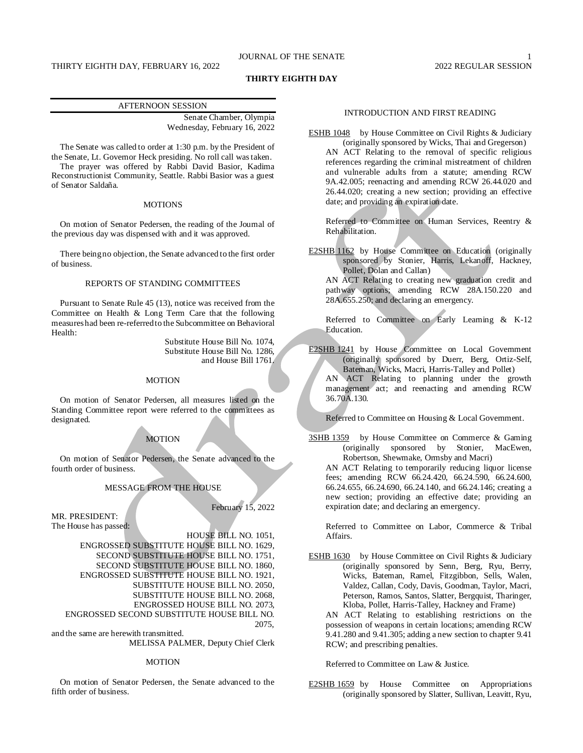# THIRTY EIGHTH DAY

## AFTERNOON SESSION

Senate Chamber, Olympia
Wednesday, February 16, 2022

The Senate was called to order at 1:30 p.m. by the President of the Senate, Lt. Governor Heck presiding. No roll call was taken.

The prayer was offered by Rabbi David Basior, Kadima Reconstructionist Community, Seattle. Rabbi Basior was a guest of Senator Saldaña.

### MOTIONS

On motion of Senator Pedersen, the reading of the Journal of the previous day was dispensed with and it was approved.

There being no objection, the Senate advanced to the first order of business.

### REPORTS OF STANDING COMMITTEES

Pursuant to Senate Rule 45 (13), notice was received from the Committee on Health & Long Term Care that the following measures had been re-referred to the Subcommittee on Behavioral Health:

Substitute House Bill No. 1074,
Substitute House Bill No. 1286,
and House Bill 1761.

### MOTION

On motion of Senator Pedersen, all measures listed on the Standing Committee report were referred to the committees as designated.

### MOTION

On motion of Senator Pedersen, the Senate advanced to the fourth order of business.

### MESSAGE FROM THE HOUSE

February 15, 2022

MR. PRESIDENT:
The House has passed:

HOUSE BILL NO. 1051,
ENGROSSED SUBSTITUTE HOUSE BILL NO. 1629,
SECOND SUBSTITUTE HOUSE BILL NO. 1751,
SECOND SUBSTITUTE HOUSE BILL NO. 1860,
ENGROSSED SUBSTITUTE HOUSE BILL NO. 1921,
SUBSTITUTE HOUSE BILL NO. 2050,
SUBSTITUTE HOUSE BILL NO. 2068,
ENGROSSED HOUSE BILL NO. 2073,
ENGROSSED SECOND SUBSTITUTE HOUSE BILL NO. 2075,

and the same are herewith transmitted.

MELISSA PALMER, Deputy Chief Clerk

### MOTION

On motion of Senator Pedersen, the Senate advanced to the fifth order of business.

### INTRODUCTION AND FIRST READING

ESHB 1048 by House Committee on Civil Rights & Judiciary (originally sponsored by Wicks, Thai and Gregerson)

AN ACT Relating to the removal of specific religious references regarding the criminal mistreatment of children and vulnerable adults from a statute; amending RCW 9A.42.005; reenacting and amending RCW 26.44.020 and 26.44.020; creating a new section; providing an effective date; and providing an expiration date.

Referred to Committee on Human Services, Reentry & Rehabilitation.

E2SHB 1162 by House Committee on Education (originally sponsored by Stonier, Harris, Lekanoff, Hackney, Pollet, Dolan and Callan)

AN ACT Relating to creating new graduation credit and pathway options; amending RCW 28A.150.220 and 28A.655.250; and declaring an emergency.

Referred to Committee on Early Learning & K-12 Education.

E2SHB 1241 by House Committee on Local Government (originally sponsored by Duerr, Berg, Ortiz-Self, Bateman, Wicks, Macri, Harris-Talley and Pollet)

AN ACT Relating to planning under the growth management act; and reenacting and amending RCW 36.70A.130.

Referred to Committee on Housing & Local Government.

3SHB 1359 by House Committee on Commerce & Gaming (originally sponsored by Stonier, MacEwen, Robertson, Shewmake, Ormsby and Macri)

AN ACT Relating to temporarily reducing liquor license fees; amending RCW 66.24.420, 66.24.590, 66.24.600, 66.24.655, 66.24.690, 66.24.140, and 66.24.146; creating a new section; providing an effective date; providing an expiration date; and declaring an emergency.

Referred to Committee on Labor, Commerce & Tribal Affairs.

ESHB 1630 by House Committee on Civil Rights & Judiciary (originally sponsored by Senn, Berg, Ryu, Berry, Wicks, Bateman, Ramel, Fitzgibbon, Sells, Walen, Valdez, Callan, Cody, Davis, Goodman, Taylor, Macri, Peterson, Ramos, Santos, Slatter, Bergquist, Tharinger, Kloba, Pollet, Harris-Talley, Hackney and Frame)

AN ACT Relating to establishing restrictions on the possession of weapons in certain locations; amending RCW 9.41.280 and 9.41.305; adding a new section to chapter 9.41 RCW; and prescribing penalties.

Referred to Committee on Law & Justice.

E2SHB 1659 by House Committee on Appropriations (originally sponsored by Slatter, Sullivan, Leavitt, Ryu,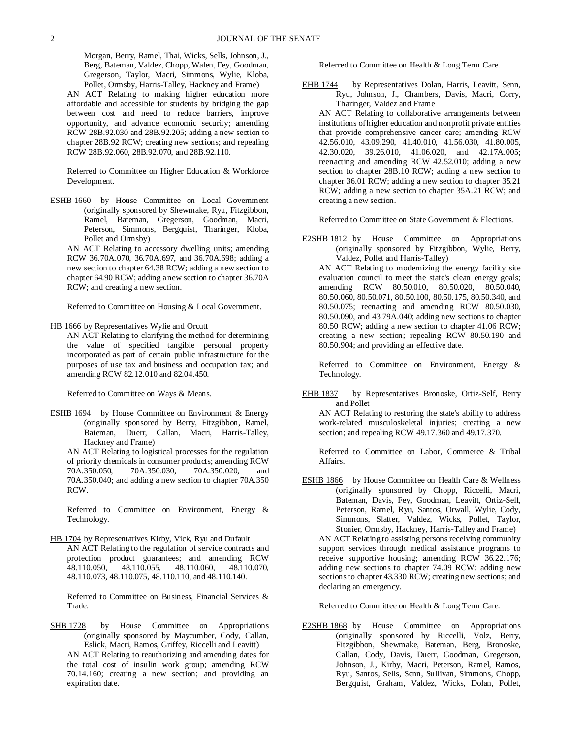Morgan, Berry, Ramel, Thai, Wicks, Sells, Johnson, J., Berg, Bateman, Valdez, Chopp, Walen, Fey, Goodman, Gregerson, Taylor, Macri, Simmons, Wylie, Kloba, Pollet, Ormsby, Harris-Talley, Hackney and Frame)

AN ACT Relating to making higher education more affordable and accessible for students by bridging the gap between cost and need to reduce barriers, improve opportunity, and advance economic security; amending RCW 28B.92.030 and 28B.92.205; adding a new section to chapter 28B.92 RCW; creating new sections; and repealing RCW 28B.92.060, 28B.92.070, and 28B.92.110.

Referred to Committee on Higher Education & Workforce Development.

ESHB 1660 by House Committee on Local Government (originally sponsored by Shewmake, Ryu, Fitzgibbon, Ramel, Bateman, Gregerson, Goodman, Macri, Peterson, Simmons, Bergquist, Tharinger, Kloba, Pollet and Ormsby)

AN ACT Relating to accessory dwelling units; amending RCW 36.70A.070, 36.70A.697, and 36.70A.698; adding a new section to chapter 64.38 RCW; adding a new section to chapter 64.90 RCW; adding a new section to chapter 36.70A RCW; and creating a new section.

Referred to Committee on Housing & Local Government.

HB 1666 by Representatives Wylie and Orcutt

AN ACT Relating to clarifying the method for determining the value of specified tangible personal property incorporated as part of certain public infrastructure for the purposes of use tax and business and occupation tax; and amending RCW 82.12.010 and 82.04.450.

Referred to Committee on Ways & Means.

ESHB 1694 by House Committee on Environment & Energy (originally sponsored by Berry, Fitzgibbon, Ramel, Bateman, Duerr, Callan, Macri, Harris-Talley, Hackney and Frame)

AN ACT Relating to logistical processes for the regulation of priority chemicals in consumer products; amending RCW 70A.350.050, 70A.350.030, 70A.350.020, and 70A.350.040; and adding a new section to chapter 70A.350 RCW.

Referred to Committee on Environment, Energy & Technology.

HB 1704 by Representatives Kirby, Vick, Ryu and Dufault

AN ACT Relating to the regulation of service contracts and protection product guarantees; and amending RCW 48.110.050, 48.110.055, 48.110.060, 48.110.070, 48.110.073, 48.110.075, 48.110.110, and 48.110.140.

Referred to Committee on Business, Financial Services & Trade.

SHB 1728 by House Committee on Appropriations (originally sponsored by Maycumber, Cody, Callan, Eslick, Macri, Ramos, Griffey, Riccelli and Leavitt)

AN ACT Relating to reauthorizing and amending dates for the total cost of insulin work group; amending RCW 70.14.160; creating a new section; and providing an expiration date.

Referred to Committee on Health & Long Term Care.

EHB 1744 by Representatives Dolan, Harris, Leavitt, Senn, Ryu, Johnson, J., Chambers, Davis, Macri, Corry, Tharinger, Valdez and Frame

AN ACT Relating to collaborative arrangements between institutions of higher education and nonprofit private entities that provide comprehensive cancer care; amending RCW 42.56.010, 43.09.290, 41.40.010, 41.56.030, 41.80.005, 42.30.020, 39.26.010, 41.06.020, and 42.17A.005; reenacting and amending RCW 42.52.010; adding a new section to chapter 28B.10 RCW; adding a new section to chapter 36.01 RCW; adding a new section to chapter 35.21 RCW; adding a new section to chapter 35A.21 RCW; and creating a new section.

Referred to Committee on State Government & Elections.

E2SHB 1812 by House Committee on Appropriations (originally sponsored by Fitzgibbon, Wylie, Berry, Valdez, Pollet and Harris-Talley)

AN ACT Relating to modernizing the energy facility site evaluation council to meet the state's clean energy goals; amending RCW 80.50.010, 80.50.020, 80.50.040, 80.50.060, 80.50.071, 80.50.100, 80.50.175, 80.50.340, and 80.50.075; reenacting and amending RCW 80.50.030, 80.50.090, and 43.79A.040; adding new sections to chapter 80.50 RCW; adding a new section to chapter 41.06 RCW; creating a new section; repealing RCW 80.50.190 and 80.50.904; and providing an effective date.

Referred to Committee on Environment, Energy & Technology.

EHB 1837 by Representatives Bronoske, Ortiz-Self, Berry and Pollet

AN ACT Relating to restoring the state's ability to address work-related musculoskeletal injuries; creating a new section; and repealing RCW 49.17.360 and 49.17.370.

Referred to Committee on Labor, Commerce & Tribal Affairs.

ESHB 1866 by House Committee on Health Care & Wellness (originally sponsored by Chopp, Riccelli, Macri, Bateman, Davis, Fey, Goodman, Leavitt, Ortiz-Self, Peterson, Ramel, Ryu, Santos, Orwall, Wylie, Cody, Simmons, Slatter, Valdez, Wicks, Pollet, Taylor, Stonier, Ormsby, Hackney, Harris-Talley and Frame)

AN ACT Relating to assisting persons receiving community support services through medical assistance programs to receive supportive housing; amending RCW 36.22.176; adding new sections to chapter 74.09 RCW; adding new sections to chapter 43.330 RCW; creating new sections; and declaring an emergency.

Referred to Committee on Health & Long Term Care.

E2SHB 1868 by House Committee on Appropriations (originally sponsored by Riccelli, Volz, Berry, Fitzgibbon, Shewmake, Bateman, Berg, Bronoske, Callan, Cody, Davis, Duerr, Goodman, Gregerson, Johnson, J., Kirby, Macri, Peterson, Ramel, Ramos, Ryu, Santos, Sells, Senn, Sullivan, Simmons, Chopp, Bergquist, Graham, Valdez, Wicks, Dolan, Pollet,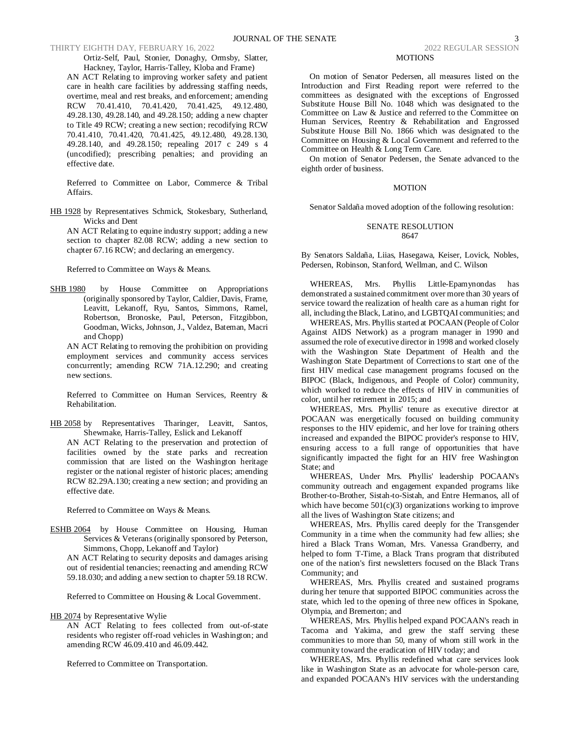Ortiz-Self, Paul, Stonier, Donaghy, Ormsby, Slatter, Hackney, Taylor, Harris-Talley, Kloba and Frame)

AN ACT Relating to improving worker safety and patient care in health care facilities by addressing staffing needs, overtime, meal and rest breaks, and enforcement; amending RCW 70.41.410, 70.41.420, 70.41.425, 49.12.480, 49.28.130, 49.28.140, and 49.28.150; adding a new chapter to Title 49 RCW; creating a new section; recodifying RCW 70.41.410, 70.41.420, 70.41.425, 49.12.480, 49.28.130, 49.28.140, and 49.28.150; repealing 2017 c 249 s 4 (uncodified); prescribing penalties; and providing an effective date.

Referred to Committee on Labor, Commerce & Tribal Affairs.

HB 1928 by Representatives Schmick, Stokesbary, Sutherland, Wicks and Dent

AN ACT Relating to equine industry support; adding a new section to chapter 82.08 RCW; adding a new section to chapter 67.16 RCW; and declaring an emergency.

Referred to Committee on Ways & Means.

SHB 1980 by House Committee on Appropriations (originally sponsored by Taylor, Caldier, Davis, Frame, Leavitt, Lekanoff, Ryu, Santos, Simmons, Ramel, Robertson, Bronoske, Paul, Peterson, Fitzgibbon, Goodman, Wicks, Johnson, J., Valdez, Bateman, Macri and Chopp)

AN ACT Relating to removing the prohibition on providing employment services and community access services concurrently; amending RCW 71A.12.290; and creating new sections.

Referred to Committee on Human Services, Reentry & Rehabilitation.

HB 2058 by Representatives Tharinger, Leavitt, Santos, Shewmake, Harris-Talley, Eslick and Lekanoff

AN ACT Relating to the preservation and protection of facilities owned by the state parks and recreation commission that are listed on the Washington heritage register or the national register of historic places; amending RCW 82.29A.130; creating a new section; and providing an effective date.

Referred to Committee on Ways & Means.

ESHB 2064 by House Committee on Housing, Human Services & Veterans (originally sponsored by Peterson, Simmons, Chopp, Lekanoff and Taylor)

AN ACT Relating to security deposits and damages arising out of residential tenancies; reenacting and amending RCW 59.18.030; and adding a new section to chapter 59.18 RCW.

Referred to Committee on Housing & Local Government.

HB 2074 by Representative Wylie

AN ACT Relating to fees collected from out-of-state residents who register off-road vehicles in Washington; and amending RCW 46.09.410 and 46.09.442.

Referred to Committee on Transportation.

## MOTIONS

On motion of Senator Pedersen, all measures listed on the Introduction and First Reading report were referred to the committees as designated with the exceptions of Engrossed Substitute House Bill No. 1048 which was designated to the Committee on Law & Justice and referred to the Committee on Human Services, Reentry & Rehabilitation and Engrossed Substitute House Bill No. 1866 which was designated to the Committee on Housing & Local Government and referred to the Committee on Health & Long Term Care.

On motion of Senator Pedersen, the Senate advanced to the eighth order of business.

## MOTION

Senator Saldaña moved adoption of the following resolution:

### SENATE RESOLUTION 8647

By Senators Saldaña, Liias, Hasegawa, Keiser, Lovick, Nobles, Pedersen, Robinson, Stanford, Wellman, and C. Wilson

WHEREAS, Mrs. Phyllis Little-Epamynondas has demonstrated a sustained commitment over more than 30 years of service toward the realization of health care as a human right for all, including the Black, Latino, and LGBTQAI communities; and

WHEREAS, Mrs. Phyllis started at POCAAN (People of Color Against AIDS Network) as a program manager in 1990 and assumed the role of executive director in 1998 and worked closely with the Washington State Department of Health and the Washington State Department of Corrections to start one of the first HIV medical case management programs focused on the BIPOC (Black, Indigenous, and People of Color) community, which worked to reduce the effects of HIV in communities of color, until her retirement in 2015; and

WHEREAS, Mrs. Phyllis' tenure as executive director at POCAAN was energetically focused on building community responses to the HIV epidemic, and her love for training others increased and expanded the BIPOC provider's response to HIV, ensuring access to a full range of opportunities that have significantly impacted the fight for an HIV free Washington State; and

WHEREAS, Under Mrs. Phyllis' leadership POCAAN's community outreach and engagement expanded programs like Brother-to-Brother, Sistah-to-Sistah, and Entre Hermanos, all of which have become 501(c)(3) organizations working to improve all the lives of Washington State citizens; and

WHEREAS, Mrs. Phyllis cared deeply for the Transgender Community in a time when the community had few allies; she hired a Black Trans Woman, Mrs. Vanessa Grandberry, and helped to form T-Time, a Black Trans program that distributed one of the nation's first newsletters focused on the Black Trans Community; and

WHEREAS, Mrs. Phyllis created and sustained programs during her tenure that supported BIPOC communities across the state, which led to the opening of three new offices in Spokane, Olympia, and Bremerton; and

WHEREAS, Mrs. Phyllis helped expand POCAAN's reach in Tacoma and Yakima, and grew the staff serving these communities to more than 50, many of whom still work in the community toward the eradication of HIV today; and

WHEREAS, Mrs. Phyllis redefined what care services look like in Washington State as an advocate for whole-person care, and expanded POCAAN's HIV services with the understanding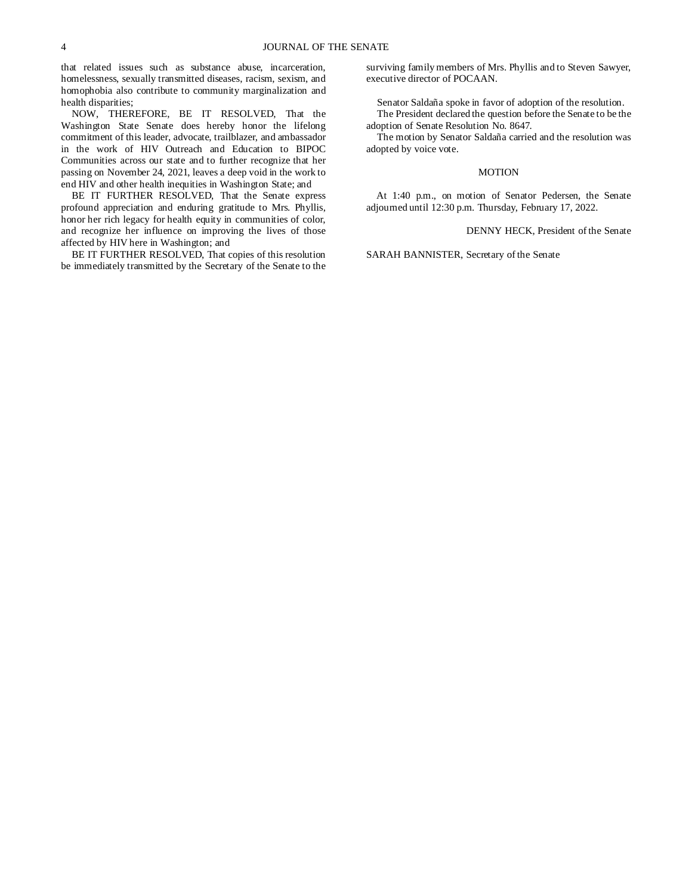that related issues such as substance abuse, incarceration, homelessness, sexually transmitted diseases, racism, sexism, and homophobia also contribute to community marginalization and health disparities;

NOW, THEREFORE, BE IT RESOLVED, That the Washington State Senate does hereby honor the lifelong commitment of this leader, advocate, trailblazer, and ambassador in the work of HIV Outreach and Education to BIPOC Communities across our state and to further recognize that her passing on November 24, 2021, leaves a deep void in the work to end HIV and other health inequities in Washington State; and

BE IT FURTHER RESOLVED, That the Senate express profound appreciation and enduring gratitude to Mrs. Phyllis, honor her rich legacy for health equity in communities of color, and recognize her influence on improving the lives of those affected by HIV here in Washington; and

BE IT FURTHER RESOLVED, That copies of this resolution be immediately transmitted by the Secretary of the Senate to the surviving family members of Mrs. Phyllis and to Steven Sawyer, executive director of POCAAN.

Senator Saldaña spoke in favor of adoption of the resolution.

The President declared the question before the Senate to be the adoption of Senate Resolution No. 8647.

The motion by Senator Saldaña carried and the resolution was adopted by voice vote.

MOTION

At 1:40 p.m., on motion of Senator Pedersen, the Senate adjourned until 12:30 p.m. Thursday, February 17, 2022.

DENNY HECK, President of the Senate

SARAH BANNISTER, Secretary of the Senate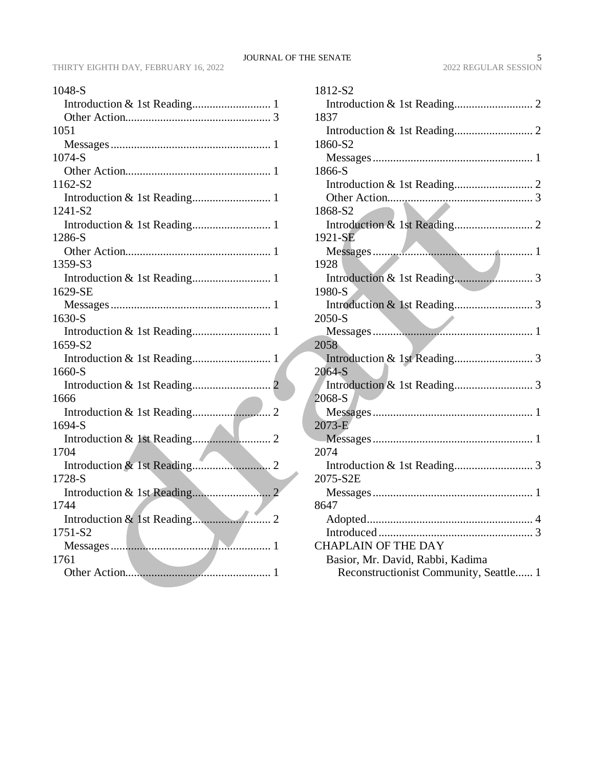1048-S
- Introduction & 1st Reading........................... 1
- Other Action.................................................. 3

1051
- Messages....................................................... 1

1074-S
- Other Action.................................................. 1

1162-S2
- Introduction & 1st Reading........................... 1

1241-S2
- Introduction & 1st Reading........................... 1

1286-S
- Other Action.................................................. 1

1359-S3
- Introduction & 1st Reading........................... 1

1629-SE
- Messages....................................................... 1

1630-S
- Introduction & 1st Reading........................... 1

1659-S2
- Introduction & 1st Reading........................... 1

1660-S
- Introduction & 1st Reading........................... 2

1666
- Introduction & 1st Reading........................... 2

1694-S
- Introduction & 1st Reading........................... 2

1704
- Introduction & 1st Reading........................... 2

1728-S
- Introduction & 1st Reading........................... 2

1744
- Introduction & 1st Reading........................... 2

1751-S2
- Messages....................................................... 1

1761
- Other Action.................................................. 1

1812-S2
- Introduction & 1st Reading........................... 2

1837
- Introduction & 1st Reading........................... 2

1860-S2
- Messages....................................................... 1

1866-S
- Introduction & 1st Reading........................... 2
- Other Action.................................................. 3

1868-S2
- Introduction & 1st Reading........................... 2

1921-SE
- Messages....................................................... 1

1928
- Introduction & 1st Reading........................... 3

1980-S
- Introduction & 1st Reading........................... 3

2050-S
- Messages....................................................... 1

2058
- Introduction & 1st Reading........................... 3

2064-S
- Introduction & 1st Reading........................... 3

2068-S
- Messages....................................................... 1

2073-E
- Messages....................................................... 1

2074
- Introduction & 1st Reading........................... 3

2075-S2E
- Messages....................................................... 1

8647
- Adopted......................................................... 4
- Introduced..................................................... 3

CHAPLAIN OF THE DAY
- Basior, Mr. David, Rabbi, Kadima Reconstructionist Community, Seattle...... 1